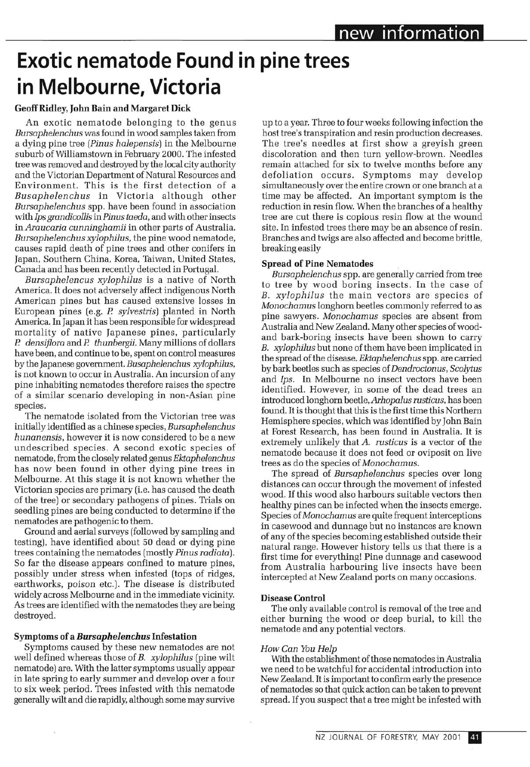new information

# Exotic nematode Found in pine trees in Melbourne, Victoria

**Geoff Ridley, John Bain and Margaret Dick**

An exotic nematode belonging to the genus *Bursaphelenchus* was found in wood samples taken from a dying pine tree (*Pinus halepensis*) in the Melbourne suburb of Williamstown in February 2000. The infested tree was removed and destroyed by the local city authority and the Victorian Department of Natural Resources and Environment. This is the first detection of a *Busaphelenchus* in Victoria although other *Bursaphelenchus* spp. have been found in association with *Ips grandicollis* in *Pinus taeda*, and with other insects in *Araucaria cunninghamii* in other parts of Australia. *Bursaphelenchus xylophilus*, the pine wood nematode, causes rapid death of pine trees and other conifers in Japan, Southern China, Korea, Taiwan, United States, Canada and has been recently detected in Portugal.

*Bursaphelencus xylophilus* is a native of North America. It does not adversely affect indigenous North American pines but has caused extensive losses in European pines (e.g. *P. sylvestris*) planted in North America. In Japan it has been responsible for widespread mortality of native Japanese pines, particularly *P. densiflora* and *P. thunbergii*. Many millions of dollars have been, and continue to be, spent on control measures by the Japanese government. *Busaphelenchus xylophilus*, is not known to occur in Australia. An incursion of any pine inhabiting nematodes therefore raises the spectre of a similar scenario developing in non-Asian pine species.

The nematode isolated from the Victorian tree was initially identified as a chinese species, *Bursaphelenchus hunanensis*, however it is now considered to be a new undescribed species. A second exotic species of nematode, from the closely related genus *Ektaphelenchus* has now been found in other dying pine trees in Melbourne. At this stage it is not known whether the Victorian species are primary (i.e. has caused the death of the tree) or secondary pathogens of pines. Trials on seedling pines are being conducted to determine if the nematodes are pathogenic to them.

Ground and aerial surveys (followed by sampling and testing), have identified about 50 dead or dying pine trees containing the nematodes (mostly *Pinus radiata*). So far the disease appears confined to mature pines, possibly under stress when infested (tops of ridges, earthworks, poison etc.). The disease is distributed widely across Melbourne and in the immediate vicinity. As trees are identified with the nematodes they are being destroyed.

### Symptoms of a *Bursaphelenchus* Infestation

Symptoms caused by these new nematodes are not well defined whereas those of *B. xylophilus* (pine wilt nematode) are. With the latter symptoms usually appear in late spring to early summer and develop over a four to six week period. Trees infested with this nematode generally wilt and die rapidly, although some may survive up to a year. Three to four weeks following infection the host tree's transpiration and resin production decreases. The tree's needles at first show a greyish green discoloration and then turn yellow-brown. Needles remain attached for six to twelve months before any defoliation occurs. Symptoms may develop simultaneously over the entire crown or one branch at a time may be affected. An important symptom is the reduction in resin flow. When the branches of a healthy tree are cut there is copious resin flow at the wound site. In infested trees there may be an absence of resin. Branches and twigs are also affected and become brittle, breaking easily

### Spread of Pine Nematodes

*Bursaphelenchus* spp. are generally carried from tree to tree by wood boring insects. In the case of *B. xylophilus* the main vectors are species of *Monochamus* longhorn beetles commonly referred to as pine sawyers. *Monochamus* species are absent from Australia and New Zealand. Many other species of wood- and bark-boring insects have been shown to carry *B. xylophilus* but none of them have been implicated in the spread of the disease. *Ektaphelenchus* spp. are carried by bark beetles such as species of *Dendroctonus*, *Scolytus* and *Ips*. In Melbourne no insect vectors have been identified. However, in some of the dead trees an introduced longhorn beetle, *Arhopalus rusticus*, has been found. It is thought that this is the first time this Northern Hemisphere species, which was identified by John Bain at Forest Research, has been found in Australia. It is extremely unlikely that *A. rusticus* is a vector of the nematode because it does not feed or oviposit on live trees as do the species of *Monochamus*.

The spread of *Bursaphelenchus* species over long distances can occur through the movement of infested wood. If this wood also harbours suitable vectors then healthy pines can be infected when the insects emerge. Species of *Monochamus* are quite frequent interceptions in casewood and dunnage but no instances are known of any of the species becoming established outside their natural range. However history tells us that there is a first time for everything! Pine dunnage and casewood from Australia harbouring live insects have been intercepted at New Zealand ports on many occasions.

### Disease Control

The only available control is removal of the tree and either burning the wood or deep burial, to kill the nematode and any potential vectors.

#### *How Can You Help*

With the establishment of these nematodes in Australia we need to be watchful for accidental introduction into New Zealand. It is important to confirm early the presence of nematodes so that quick action can be taken to prevent spread. If you suspect that a tree might be infested with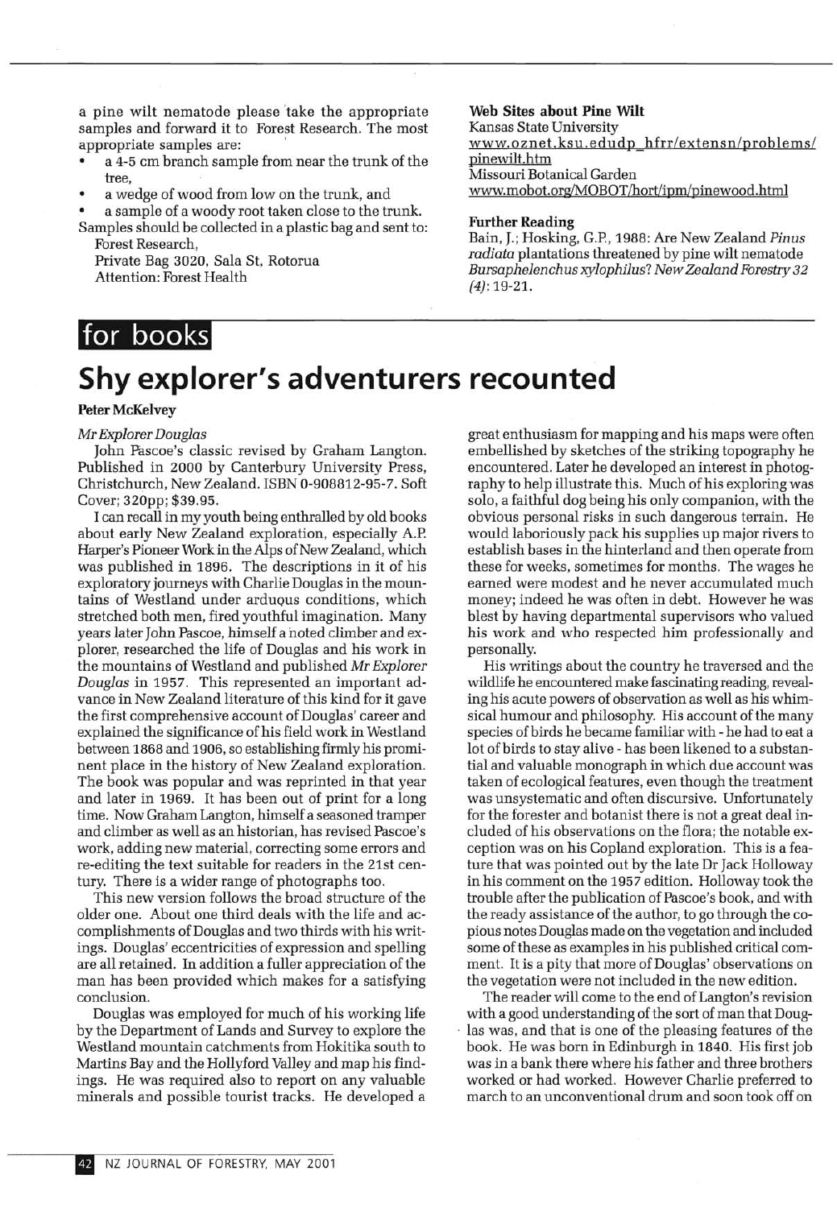a pine wilt nematode please take the appropriate samples and forward it to Forest Research. The most appropriate samples are:

- a 4-5 cm branch sample from near the trunk of the tree,
- a wedge of wood from low on the trunk, and
- a sample of a woody root taken close to the trunk.

Samples should be collected in a plastic bag and sent to:
Forest Research,
Private Bag 3020, Sala St, Rotorua
Attention: Forest Health

**Web Sites about Pine Wilt**
Kansas State University
www.oznet.ksu.edudp_hfrr/extensn/problems/pinewilt.htm
Missouri Botanical Garden
www.mobot.org/MOBOT/hort/ipm/pinewood.html

**Further Reading**
Bain, J.; Hosking, G.P., 1988: Are New Zealand *Pinus radiata* plantations threatened by pine wilt nematode *Bursaphelenchus xylophilus*? *New Zealand Forestry 32 (4)*: 19-21.

## for books

# Shy explorer's adventurers recounted

**Peter McKelvey**

*Mr Explorer Douglas*

John Pascoe's classic revised by Graham Langton. Published in 2000 by Canterbury University Press, Christchurch, New Zealand. ISBN 0-908812-95-7. Soft Cover; 320pp; $39.95.

I can recall in my youth being enthralled by old books about early New Zealand exploration, especially A.P. Harper's Pioneer Work in the Alps of New Zealand, which was published in 1896. The descriptions in it of his exploratory journeys with Charlie Douglas in the mountains of Westland under arduous conditions, which stretched both men, fired youthful imagination. Many years later John Pascoe, himself a noted climber and explorer, researched the life of Douglas and his work in the mountains of Westland and published *Mr Explorer Douglas* in 1957. This represented an important advance in New Zealand literature of this kind for it gave the first comprehensive account of Douglas' career and explained the significance of his field work in Westland between 1868 and 1906, so establishing firmly his prominent place in the history of New Zealand exploration. The book was popular and was reprinted in that year and later in 1969. It has been out of print for a long time. Now Graham Langton, himself a seasoned tramper and climber as well as an historian, has revised Pascoe's work, adding new material, correcting some errors and re-editing the text suitable for readers in the 21st century. There is a wider range of photographs too.

This new version follows the broad structure of the older one. About one third deals with the life and accomplishments of Douglas and two thirds with his writings. Douglas' eccentricities of expression and spelling are all retained. In addition a fuller appreciation of the man has been provided which makes for a satisfying conclusion.

Douglas was employed for much of his working life by the Department of Lands and Survey to explore the Westland mountain catchments from Hokitika south to Martins Bay and the Hollyford Valley and map his findings. He was required also to report on any valuable minerals and possible tourist tracks. He developed a great enthusiasm for mapping and his maps were often embellished by sketches of the striking topography he encountered. Later he developed an interest in photography to help illustrate this. Much of his exploring was solo, a faithful dog being his only companion, with the obvious personal risks in such dangerous terrain. He would laboriously pack his supplies up major rivers to establish bases in the hinterland and then operate from these for weeks, sometimes for months. The wages he earned were modest and he never accumulated much money; indeed he was often in debt. However he was blest by having departmental supervisors who valued his work and who respected him professionally and personally.

His writings about the country he traversed and the wildlife he encountered make fascinating reading, revealing his acute powers of observation as well as his whimsical humour and philosophy. His account of the many species of birds he became familiar with - he had to eat a lot of birds to stay alive - has been likened to a substantial and valuable monograph in which due account was taken of ecological features, even though the treatment was unsystematic and often discursive. Unfortunately for the forester and botanist there is not a great deal included of his observations on the flora; the notable exception was on his Copland exploration. This is a feature that was pointed out by the late Dr Jack Holloway in his comment on the 1957 edition. Holloway took the trouble after the publication of Pascoe's book, and with the ready assistance of the author, to go through the copious notes Douglas made on the vegetation and included some of these as examples in his published critical comment. It is a pity that more of Douglas' observations on the vegetation were not included in the new edition.

The reader will come to the end of Langton's revision with a good understanding of the sort of man that Douglas was, and that is one of the pleasing features of the book. He was born in Edinburgh in 1840. His first job was in a bank there where his father and three brothers worked or had worked. However Charlie preferred to march to an unconventional drum and soon took off on